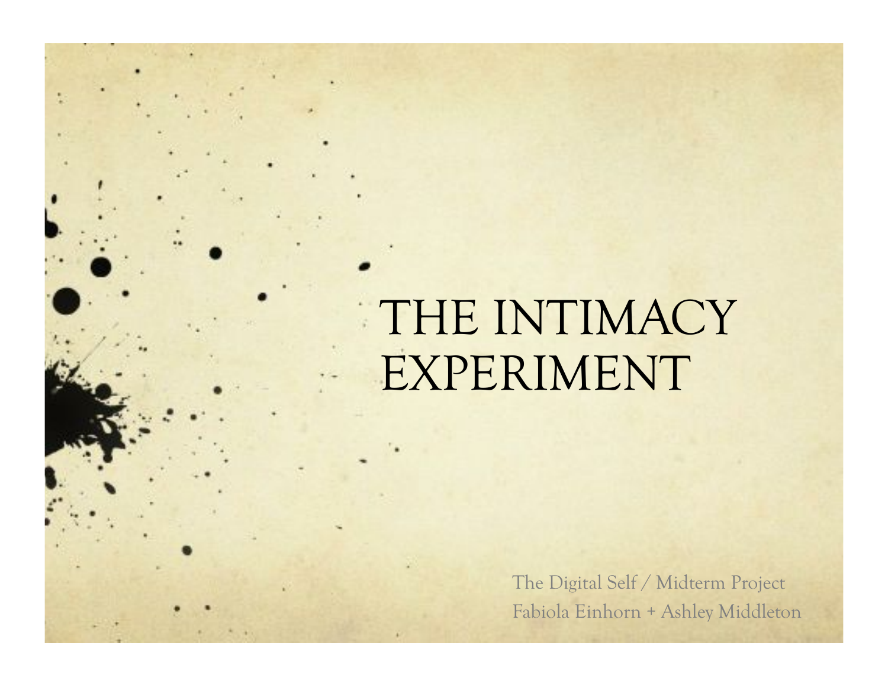# THE INTIMACY EXPERIMENT

The Digital Self / Midterm Project

Fabiola Einhorn + Ashley Middleton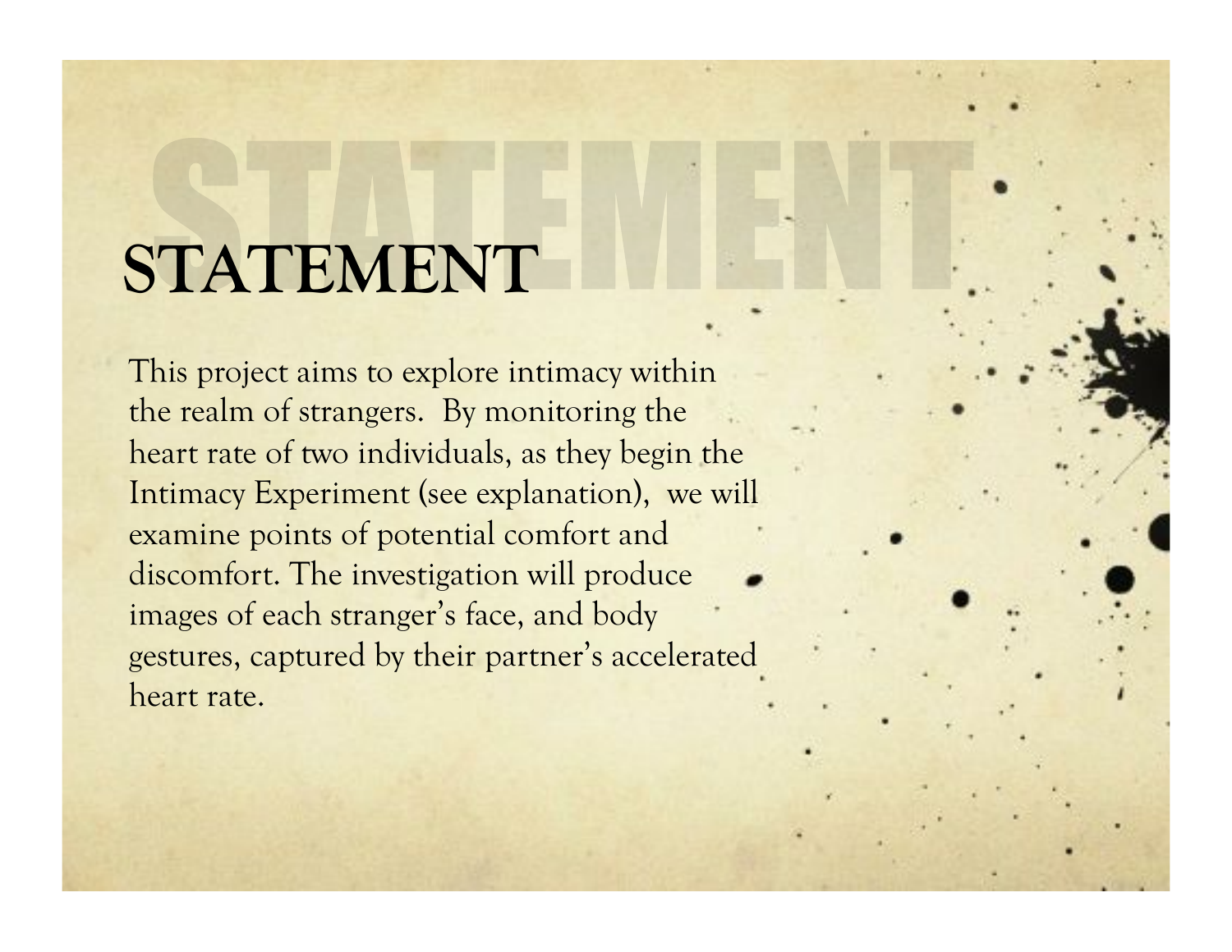# STATEMENT

This project aims to explore intimacy within the realm of strangers. By monitoring the heart rate of two individuals, as they begin the Intimacy Experiment (see explanation), we will examine points of potential comfort and discomfort. The investigation will produce images of each stranger's face, and body gestures, captured by their partner's accelerated heart rate.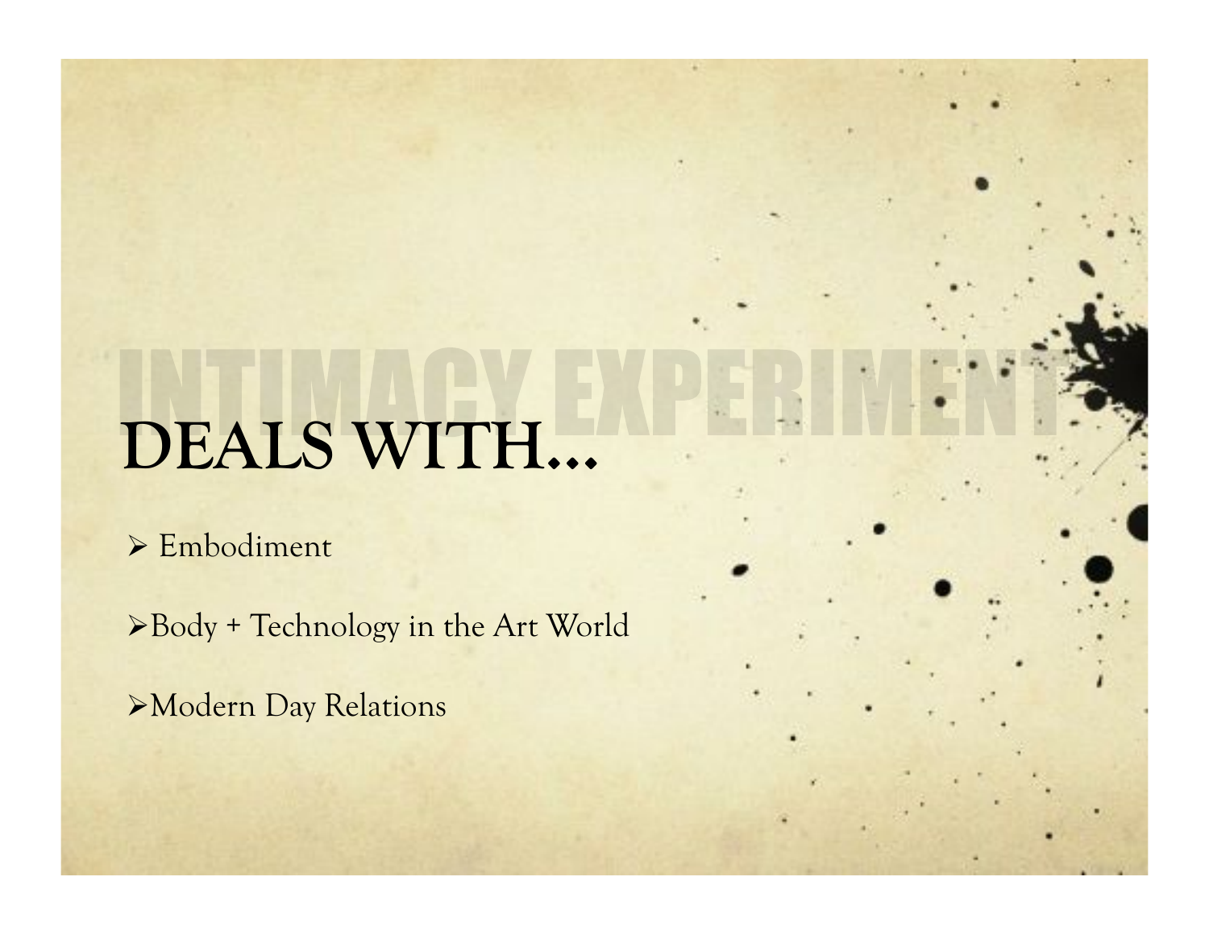INTIMACY EXPERIMENT

# DEALS WITH…

- Embodiment
- Body + Technology in the Art World
- Modern Day Relations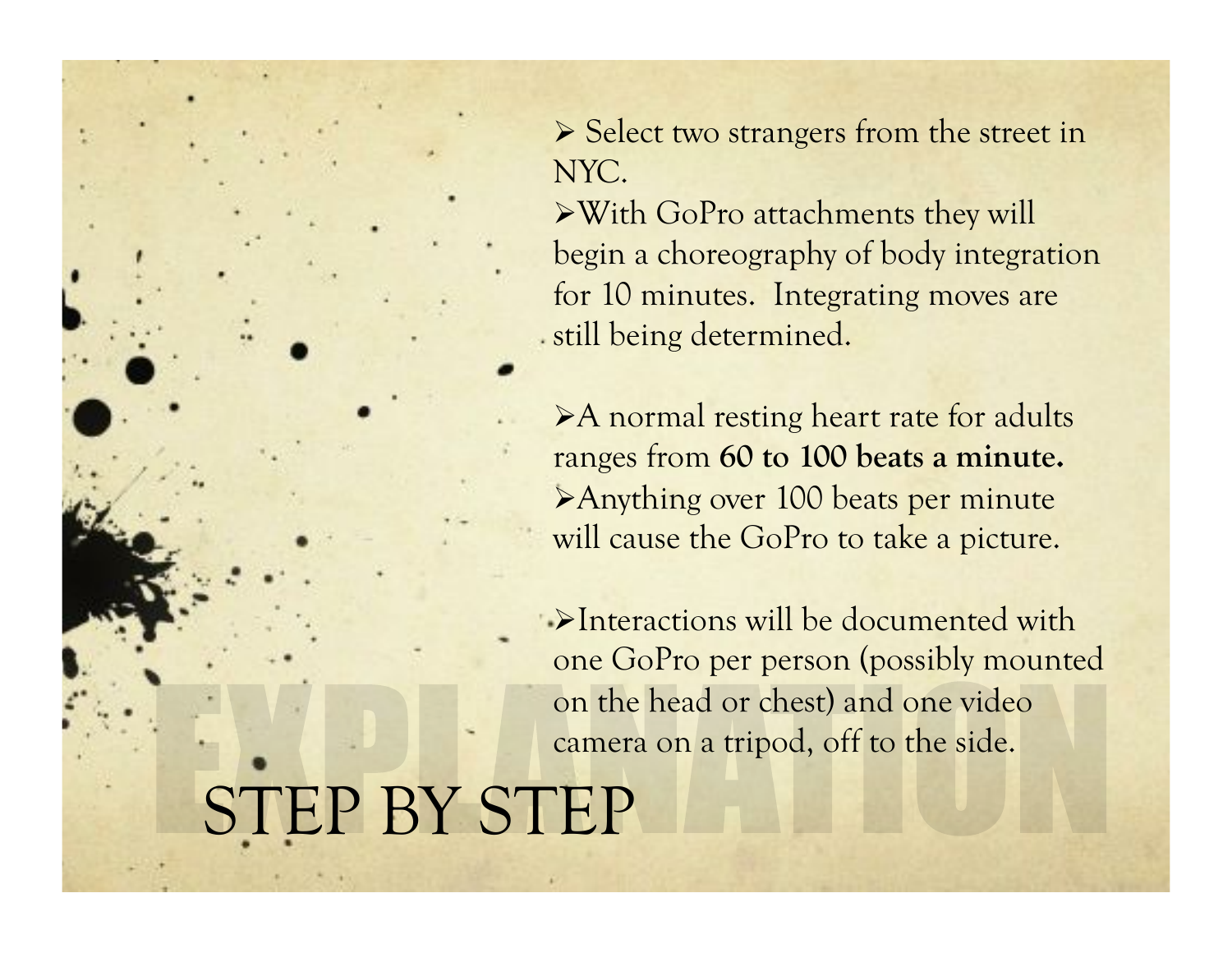# STEP BY STEP

EXPLANATION

- Select two strangers from the street in NYC.
- With GoPro attachments they will begin a choreography of body integration for 10 minutes. Integrating moves are still being determined.

- A normal resting heart rate for adults ranges from **60 to 100 beats a minute.**
- Anything over 100 beats per minute will cause the GoPro to take a picture.

- Interactions will be documented with one GoPro per person (possibly mounted on the head or chest) and one video camera on a tripod, off to the side.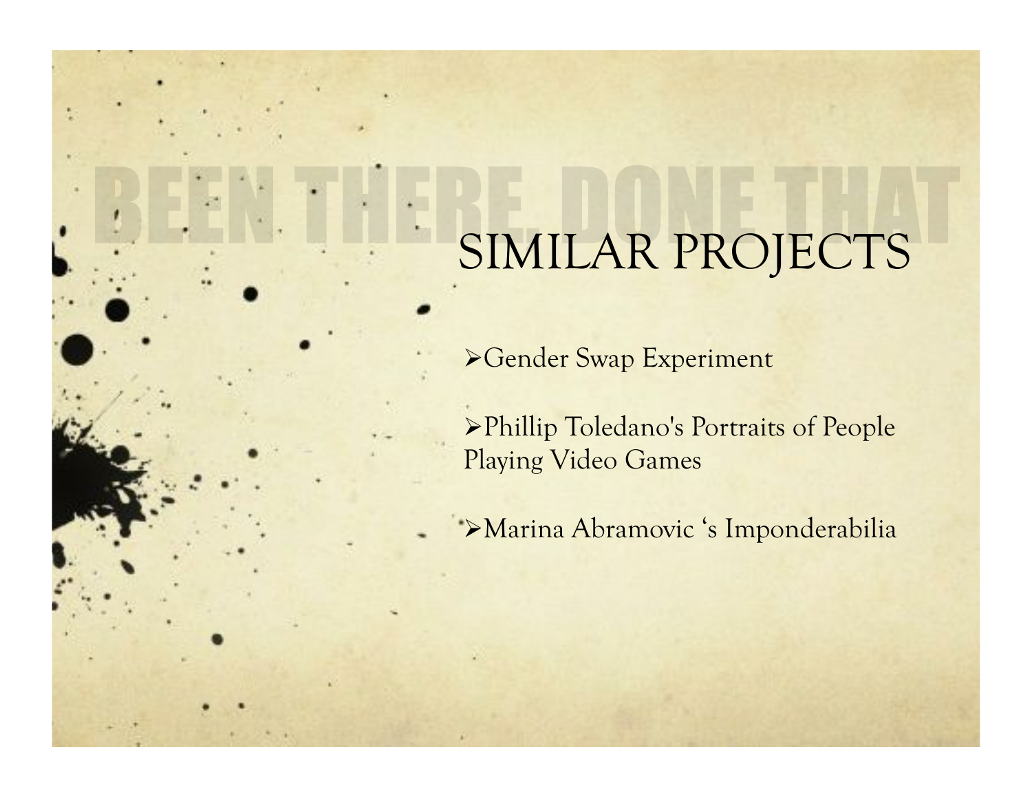BEEN THERE, DONE THAT

# SIMILAR PROJECTS

- Gender Swap Experiment
- Phillip Toledano's Portraits of People Playing Video Games
- Marina Abramovic 's Imponderabilia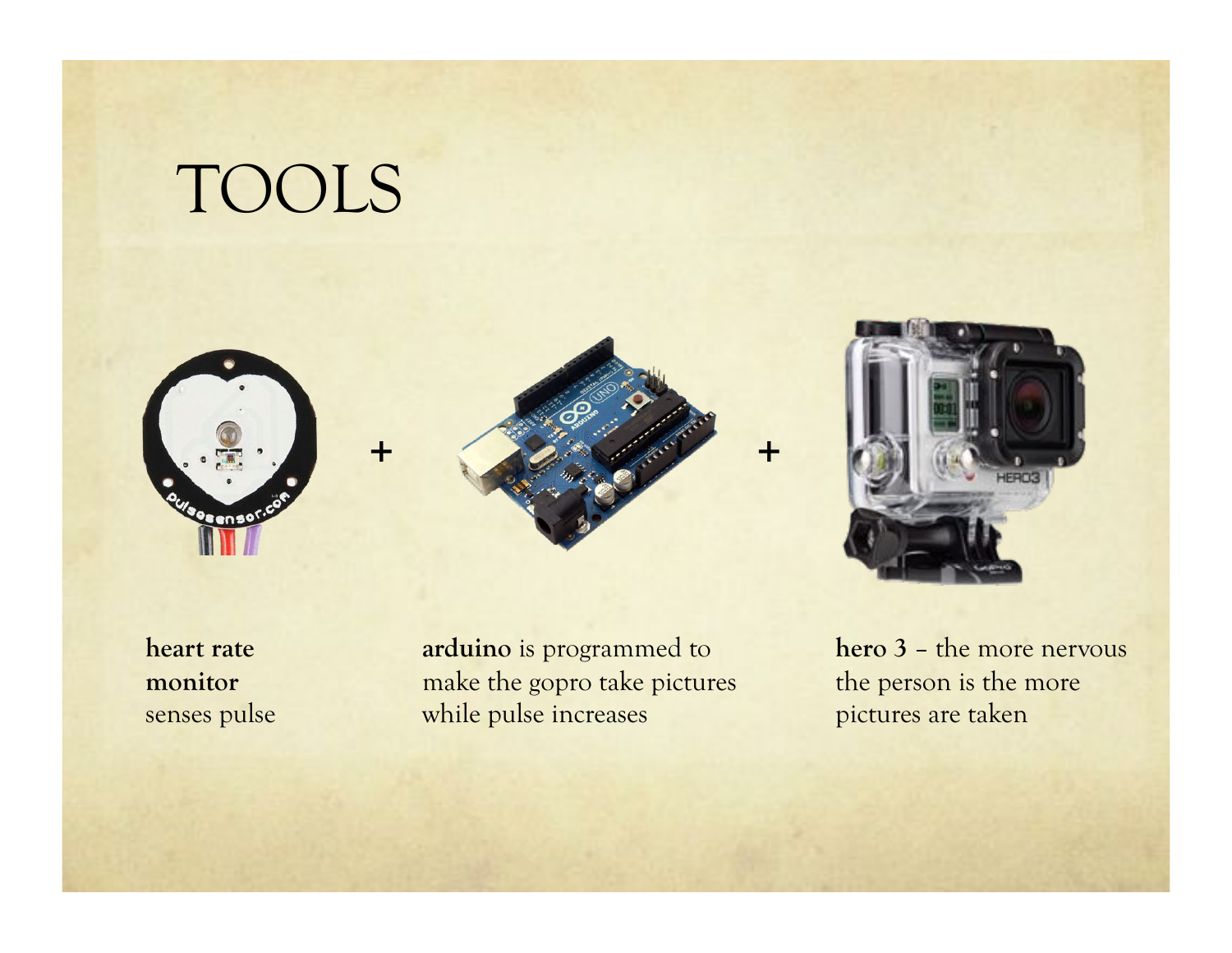# TOOLS

+ +

**heart rate monitor** senses pulse

**arduino** is programmed to make the gopro take pictures while pulse increases

**hero 3** – the more nervous the person is the more pictures are taken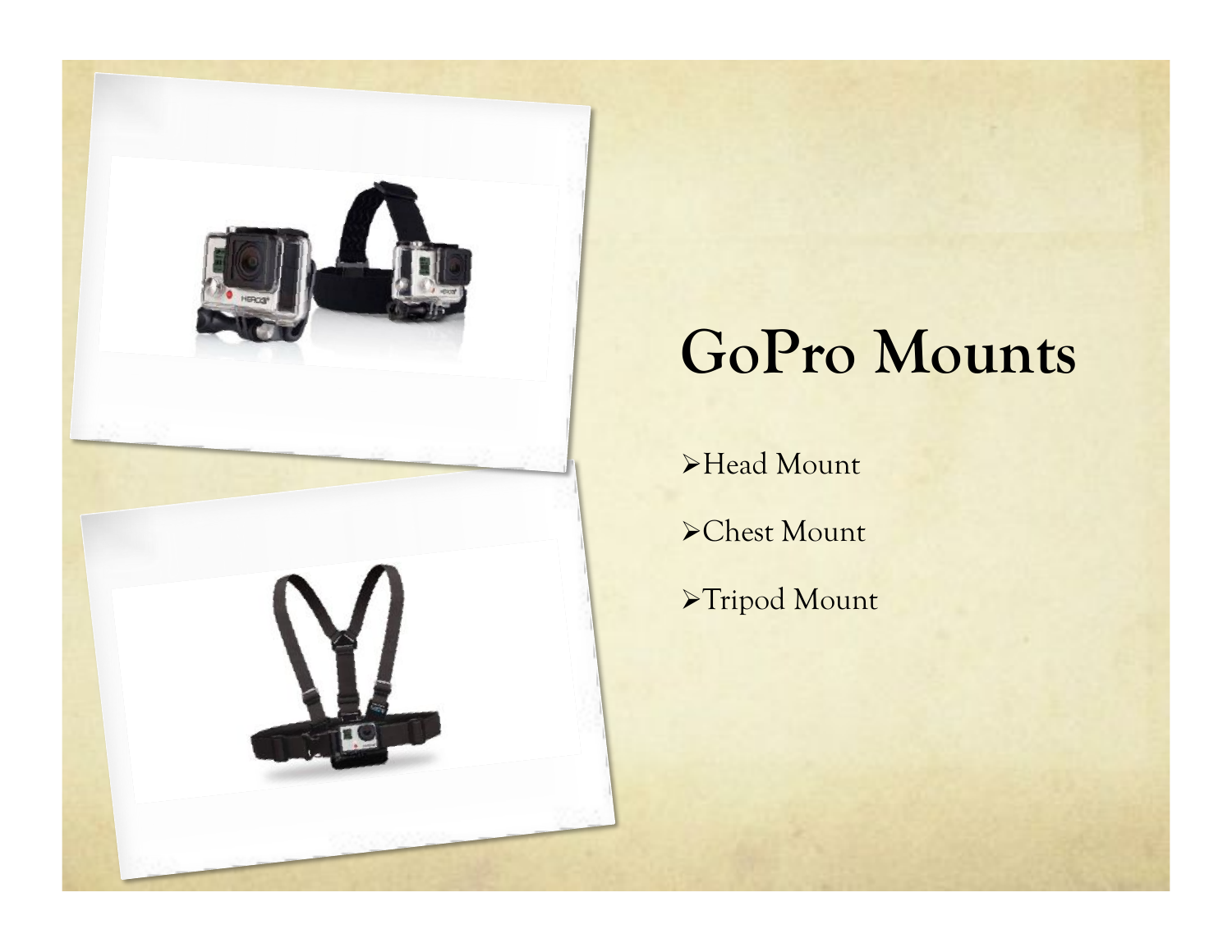# GoPro Mounts

- Head Mount
- Chest Mount
- Tripod Mount